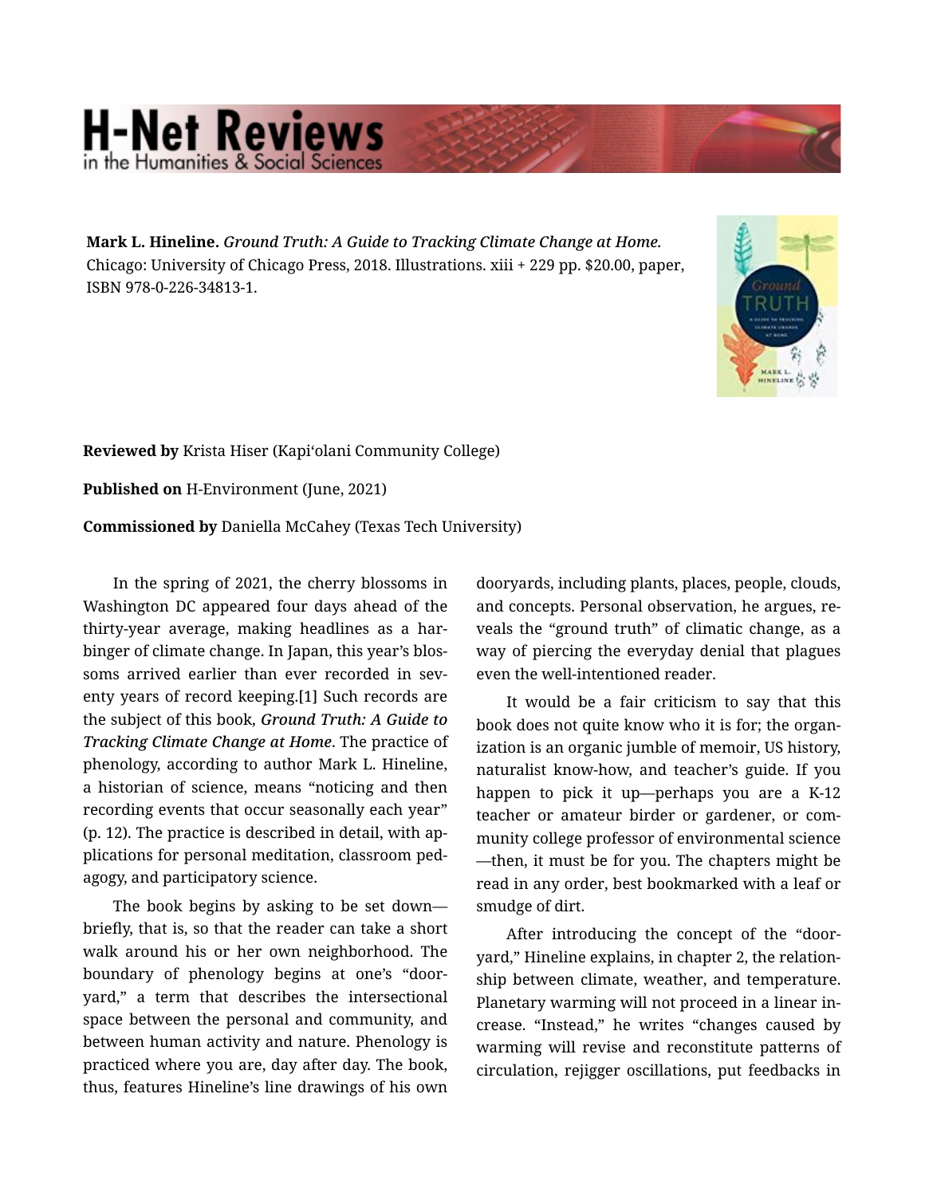**Mark L. Hineline.** *Ground Truth: A Guide to Tracking Climate Change at Home.* Chicago: University of Chicago Press, 2018. Illustrations. xiii + 229 pp. $20.00, paper, ISBN 978-0-226-34813-1.

**Reviewed by** Krista Hiser (Kapiʻolani Community College)

**Published on** H-Environment (June, 2021)

**Commissioned by** Daniella McCahey (Texas Tech University)

In the spring of 2021, the cherry blossoms in Washington DC appeared four days ahead of the thirty-year average, making headlines as a harbinger of climate change. In Japan, this year's blossoms arrived earlier than ever recorded in seventy years of record keeping.[1] Such records are the subject of this book, ***Ground Truth: A Guide to Tracking Climate Change at Home***. The practice of phenology, according to author Mark L. Hineline, a historian of science, means "noticing and then recording events that occur seasonally each year" (p. 12). The practice is described in detail, with applications for personal meditation, classroom pedagogy, and participatory science.

The book begins by asking to be set down—briefly, that is, so that the reader can take a short walk around his or her own neighborhood. The boundary of phenology begins at one's "dooryard," a term that describes the intersectional space between the personal and community, and between human activity and nature. Phenology is practiced where you are, day after day. The book, thus, features Hineline's line drawings of his own dooryards, including plants, places, people, clouds, and concepts. Personal observation, he argues, reveals the "ground truth" of climatic change, as a way of piercing the everyday denial that plagues even the well-intentioned reader.

It would be a fair criticism to say that this book does not quite know who it is for; the organization is an organic jumble of memoir, US history, naturalist know-how, and teacher's guide. If you happen to pick it up—perhaps you are a K-12 teacher or amateur birder or gardener, or community college professor of environmental science—then, it must be for you. The chapters might be read in any order, best bookmarked with a leaf or smudge of dirt.

After introducing the concept of the "dooryard," Hineline explains, in chapter 2, the relationship between climate, weather, and temperature. Planetary warming will not proceed in a linear increase. "Instead," he writes "changes caused by warming will revise and reconstitute patterns of circulation, rejigger oscillations, put feedbacks in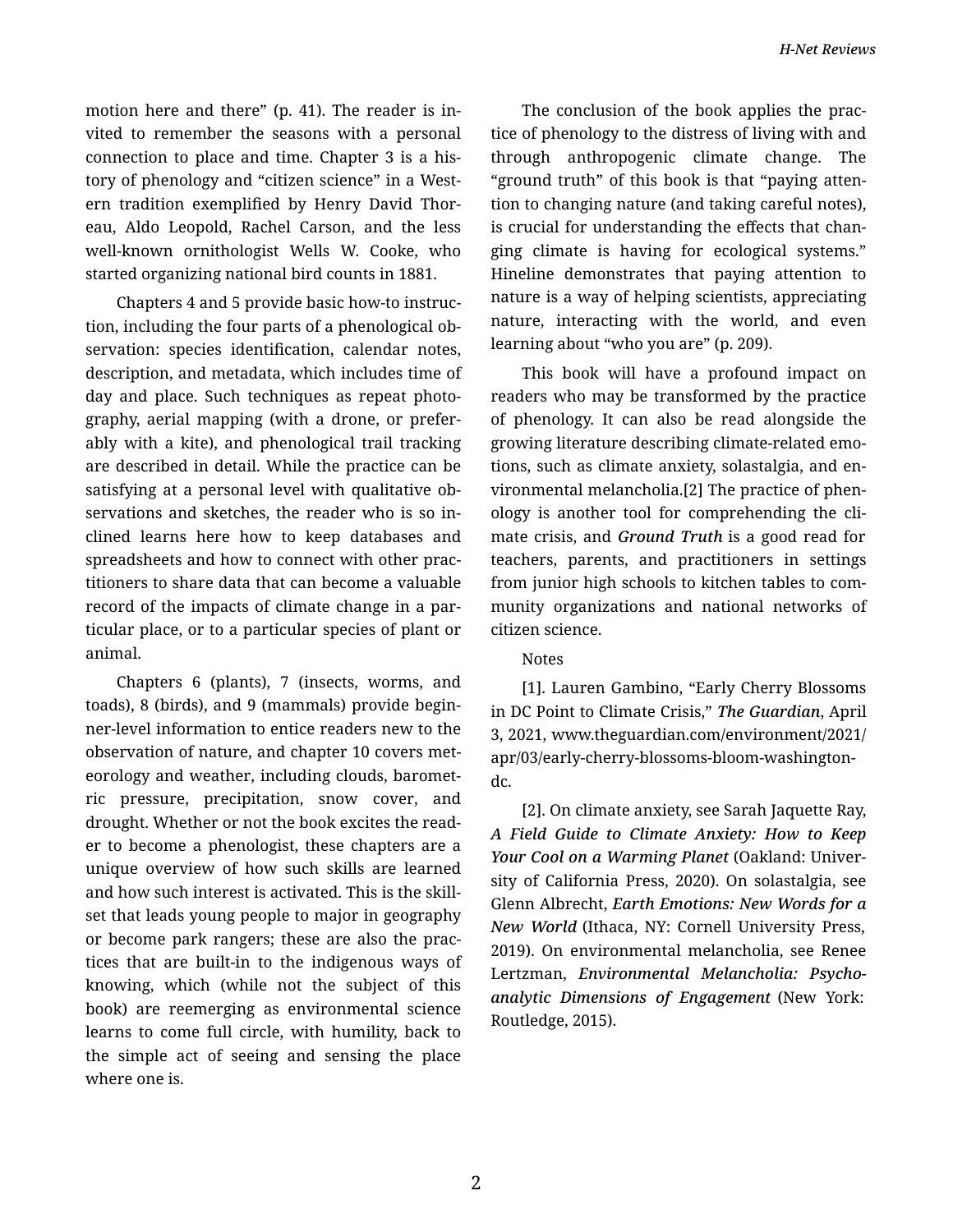motion here and there" (p. 41). The reader is invited to remember the seasons with a personal connection to place and time. Chapter 3 is a history of phenology and "citizen science" in a Western tradition exemplified by Henry David Thoreau, Aldo Leopold, Rachel Carson, and the less well-known ornithologist Wells W. Cooke, who started organizing national bird counts in 1881.

Chapters 4 and 5 provide basic how-to instruction, including the four parts of a phenological observation: species identification, calendar notes, description, and metadata, which includes time of day and place. Such techniques as repeat photography, aerial mapping (with a drone, or preferably with a kite), and phenological trail tracking are described in detail. While the practice can be satisfying at a personal level with qualitative observations and sketches, the reader who is so inclined learns here how to keep databases and spreadsheets and how to connect with other practitioners to share data that can become a valuable record of the impacts of climate change in a particular place, or to a particular species of plant or animal.

Chapters 6 (plants), 7 (insects, worms, and toads), 8 (birds), and 9 (mammals) provide beginner-level information to entice readers new to the observation of nature, and chapter 10 covers meteorology and weather, including clouds, barometric pressure, precipitation, snow cover, and drought. Whether or not the book excites the reader to become a phenologist, these chapters are a unique overview of how such skills are learned and how such interest is activated. This is the skillset that leads young people to major in geography or become park rangers; these are also the practices that are built-in to the indigenous ways of knowing, which (while not the subject of this book) are reemerging as environmental science learns to come full circle, with humility, back to the simple act of seeing and sensing the place where one is.

The conclusion of the book applies the practice of phenology to the distress of living with and through anthropogenic climate change. The "ground truth" of this book is that "paying attention to changing nature (and taking careful notes), is crucial for understanding the effects that changing climate is having for ecological systems." Hineline demonstrates that paying attention to nature is a way of helping scientists, appreciating nature, interacting with the world, and even learning about "who you are" (p. 209).

This book will have a profound impact on readers who may be transformed by the practice of phenology. It can also be read alongside the growing literature describing climate-related emotions, such as climate anxiety, solastalgia, and environmental melancholia.[2] The practice of phenology is another tool for comprehending the climate crisis, and *Ground Truth* is a good read for teachers, parents, and practitioners in settings from junior high schools to kitchen tables to community organizations and national networks of citizen science.

Notes

[1]. Lauren Gambino, "Early Cherry Blossoms in DC Point to Climate Crisis," *The Guardian*, April 3, 2021, www.theguardian.com/environment/2021/apr/03/early-cherry-blossoms-bloom-washington-dc.

[2]. On climate anxiety, see Sarah Jaquette Ray, *A Field Guide to Climate Anxiety: How to Keep Your Cool on a Warming Planet* (Oakland: University of California Press, 2020). On solastalgia, see Glenn Albrecht, *Earth Emotions: New Words for a New World* (Ithaca, NY: Cornell University Press, 2019). On environmental melancholia, see Renee Lertzman, *Environmental Melancholia: Psychoanalytic Dimensions of Engagement* (New York: Routledge, 2015).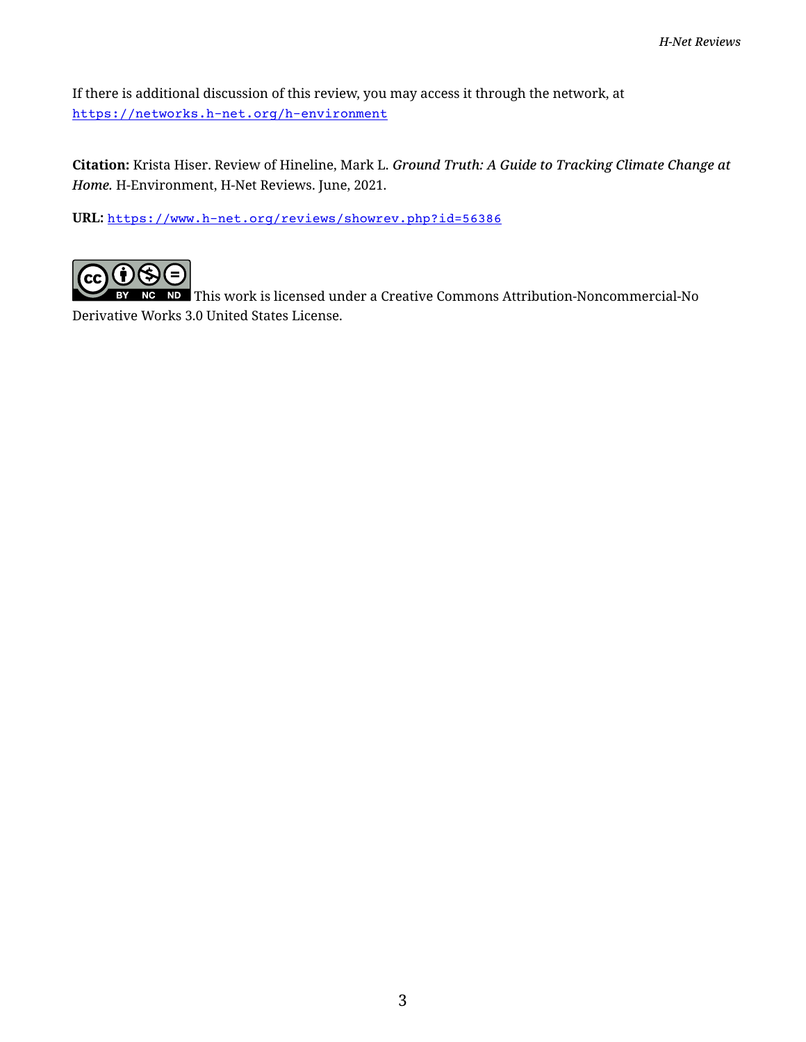If there is additional discussion of this review, you may access it through the network, at https://networks.h-net.org/h-environment

**Citation:** Krista Hiser. Review of Hineline, Mark L. *Ground Truth: A Guide to Tracking Climate Change at Home.* H-Environment, H-Net Reviews. June, 2021.

**URL:** https://www.h-net.org/reviews/showrev.php?id=56386

This work is licensed under a Creative Commons Attribution-Noncommercial-No Derivative Works 3.0 United States License.